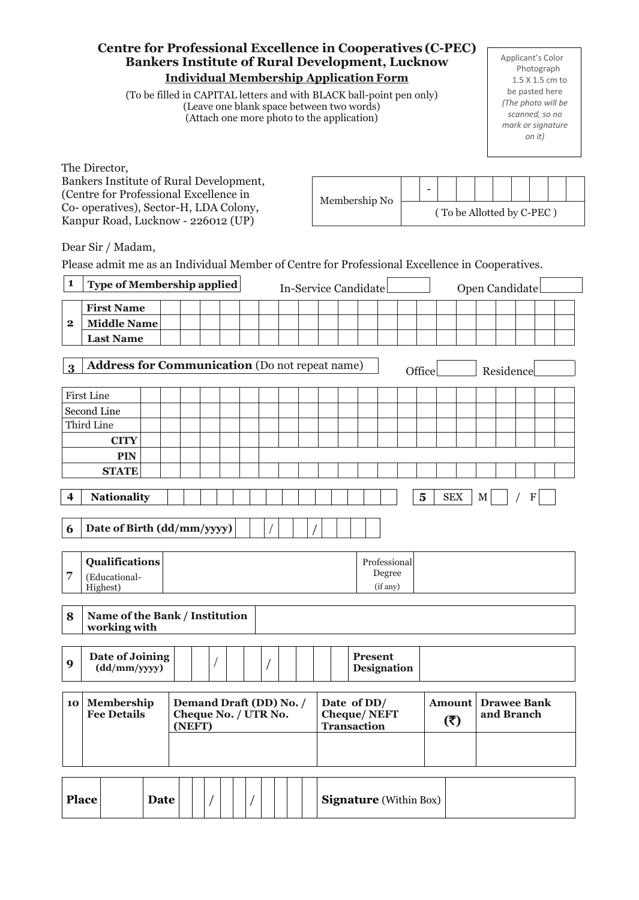# Centre for Professional Excellence in Cooperatives (C-PEC)
## Bankers Institute of Rural Development, Lucknow
### Individual Membership Application Form

(To be filled in CAPITAL letters and with BLACK ball-point pen only)
(Leave one blank space between two words)
(Attach one more photo to the application)

Applicant's Color Photograph 1.5 X 1.5 cm to be pasted here
*(The photo will be scanned, so no mark or signature on it)*

The Director,
Bankers Institute of Rural Development,
(Centre for Professional Excellence in Co- operatives), Sector-H, LDA Colony,
Kanpur Road, Lucknow - 226012 (UP)

| Membership No | - |
|---|---|
| | ( To be Allotted by C-PEC ) |

Dear Sir / Madam,

Please admit me as an Individual Member of Centre for Professional Excellence in Cooperatives.

| 1 | **Type of Membership applied** | In-Service Candidate [ ] | Open Candidate [ ] |
|---|---|---|---|

| 2 | | |
|---|---|---|
| | **First Name** | |
| | **Middle Name** | |
| | **Last Name** | |

| 3 | **Address for Communication** (Do not repeat name) | Office [ ] | Residence [ ] |
|---|---|---|---|

| | |
|---|---|
| First Line | |
| Second Line | |
| Third Line | |
| **CITY** | |
| **PIN** | |
| **STATE** | |

| 4 | **Nationality** | | 5 | SEX | M [ ] / F [ ] |
|---|---|---|---|---|---|

| 6 | **Date of Birth (dd/mm/yyyy)** | / / |
|---|---|---|

| 7 | **Qualifications** (Educational-Highest) | | Professional Degree (if any) | |
|---|---|---|---|---|

| 8 | **Name of the Bank / Institution working with** | |
|---|---|---|

| 9 | **Date of Joining (dd/mm/yyyy)** | / / | **Present Designation** | |
|---|---|---|---|---|

| 10 | **Membership Fee Details** | **Demand Draft (DD) No. / Cheque No. / UTR No. (NEFT)** | **Date of DD/ Cheque/ NEFT Transaction** | **Amount (₹)** | **Drawee Bank and Branch** |
|---|---|---|---|---|---|
| | | | | | |

| **Place** | | **Date** | / / | **Signature** (Within Box) | |
|---|---|---|---|---|---|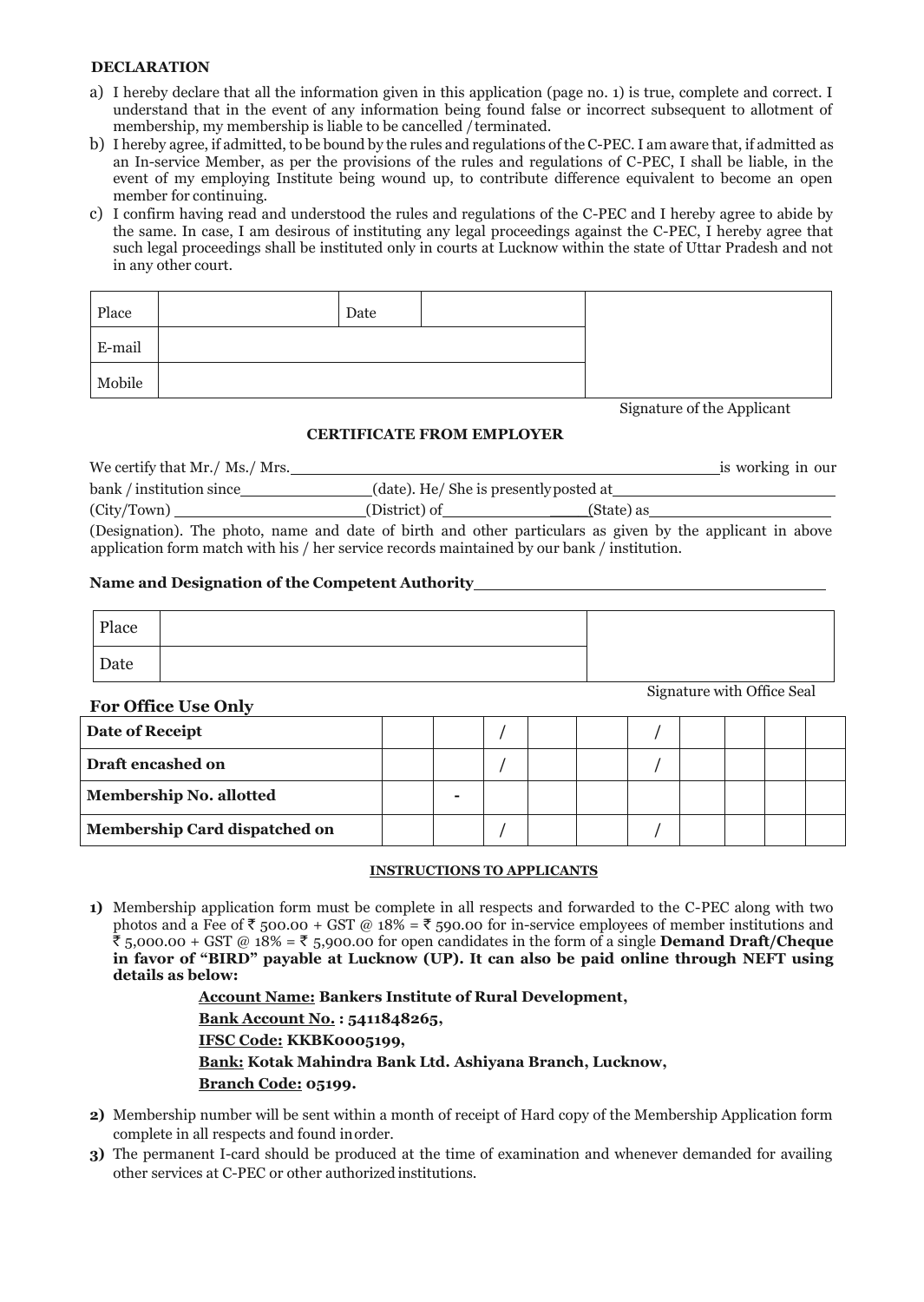**DECLARATION**

a) I hereby declare that all the information given in this application (page no. 1) is true, complete and correct. I understand that in the event of any information being found false or incorrect subsequent to allotment of membership, my membership is liable to be cancelled / terminated.

b) I hereby agree, if admitted, to be bound by the rules and regulations of the C-PEC. I am aware that, if admitted as an In-service Member, as per the provisions of the rules and regulations of C-PEC, I shall be liable, in the event of my employing Institute being wound up, to contribute difference equivalent to become an open member for continuing.

c) I confirm having read and understood the rules and regulations of the C-PEC and I hereby agree to abide by the same. In case, I am desirous of instituting any legal proceedings against the C-PEC, I hereby agree that such legal proceedings shall be instituted only in courts at Lucknow within the state of Uttar Pradesh and not in any other court.

| | | | | |
|---|---|---|---|---|
| Place | | Date | | |
| E-mail | | | | |
| Mobile | | | | |

Signature of the Applicant

**CERTIFICATE FROM EMPLOYER**

We certify that Mr./ Ms./ Mrs.\_\_\_\_\_\_\_\_\_\_\_\_\_\_\_\_\_\_\_\_\_\_\_\_\_\_\_\_\_\_\_\_\_\_\_\_\_\_is working in our bank / institution since\_\_\_\_\_\_\_\_\_\_\_\_\_\_(date). He/ She is presently posted at\_\_\_\_\_\_\_\_\_\_\_\_\_\_\_\_\_\_\_\_\_\_ (City/Town) \_\_\_\_\_\_\_\_\_\_\_\_\_\_\_\_\_\_\_\_(District) of\_\_\_\_\_\_\_\_\_\_\_\_\_\_\_\_(State) as\_\_\_\_\_\_\_\_\_\_\_\_\_\_\_\_\_\_\_\_ (Designation). The photo, name and date of birth and other particulars as given by the applicant in above application form match with his / her service records maintained by our bank / institution.

**Name and Designation of the Competent Authority**\_\_\_\_\_\_\_\_\_\_\_\_\_\_\_\_\_\_\_\_\_\_\_\_\_\_\_\_\_\_\_\_\_\_\_\_

| | | |
|---|---|---|
| Place | | |
| Date | | |

Signature with Office Seal

**For Office Use Only**

| | | | | | | | | | | | |
|---|---|---|---|---|---|---|---|---|---|---|---|
| **Date of Receipt** | | | / | | | / | | | | | |
| **Draft encashed on** | | | / | | | / | | | | | |
| **Membership No. allotted** | | - | | | | | | | | | |
| **Membership Card dispatched on** | | | / | | | / | | | | | |

**INSTRUCTIONS TO APPLICANTS**

**1)** Membership application form must be complete in all respects and forwarded to the C-PEC along with two photos and a Fee of ₹ 500.00 + GST @ 18% = ₹ 590.00 for in-service employees of member institutions and ₹ 5,000.00 + GST @ 18% = ₹ 5,900.00 for open candidates in the form of a single **Demand Draft/Cheque in favor of "BIRD" payable at Lucknow (UP). It can also be paid online through NEFT using details as below:**

**Account Name: Bankers Institute of Rural Development,**
**Bank Account No. : 5411848265,**
**IFSC Code: KKBK0005199,**
**Bank: Kotak Mahindra Bank Ltd. Ashiyana Branch, Lucknow,**
**Branch Code: 05199.**

**2)** Membership number will be sent within a month of receipt of Hard copy of the Membership Application form complete in all respects and found in order.

**3)** The permanent I-card should be produced at the time of examination and whenever demanded for availing other services at C-PEC or other authorized institutions.